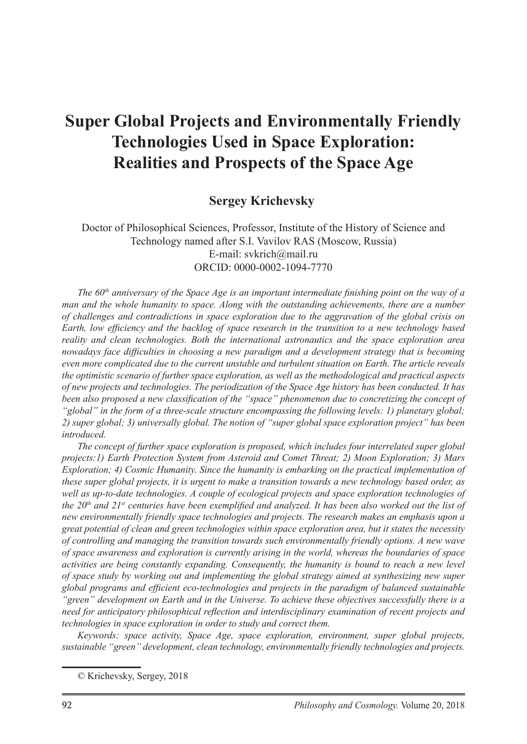# Super Global Projects and Environmentally Friendly Technologies Used in Space Exploration: Realities and Prospects of the Space Age

**Sergey Krichevsky**

Doctor of Philosophical Sciences, Professor, Institute of the History of Science and Technology named after S.I. Vavilov RAS (Moscow, Russia)
E-mail: svkrich@mail.ru
ORCID: 0000-0002-1094-7770

*The 60th anniversary of the Space Age is an important intermediate finishing point on the way of a man and the whole humanity to space. Along with the outstanding achievements, there are a number of challenges and contradictions in space exploration due to the aggravation of the global crisis on Earth, low efficiency and the backlog of space research in the transition to a new technology based reality and clean technologies. Both the international astronautics and the space exploration area nowadays face difficulties in choosing a new paradigm and a development strategy that is becoming even more complicated due to the current unstable and turbulent situation on Earth. The article reveals the optimistic scenario of further space exploration, as well as the methodological and practical aspects of new projects and technologies. The periodization of the Space Age history has been conducted. It has been also proposed a new classification of the "space" phenomenon due to concretizing the concept of "global" in the form of a three-scale structure encompassing the following levels: 1) planetary global; 2) super global; 3) universally global. The notion of "super global space exploration project" has been introduced.*

*The concept of further space exploration is proposed, which includes four interrelated super global projects:1) Earth Protection System from Asteroid and Comet Threat; 2) Moon Exploration; 3) Mars Exploration; 4) Cosmic Humanity. Since the humanity is embarking on the practical implementation of these super global projects, it is urgent to make a transition towards a new technology based order, as well as up-to-date technologies. A couple of ecological projects and space exploration technologies of the 20th and 21st centuries have been exemplified and analyzed. It has been also worked out the list of new environmentally friendly space technologies and projects. The research makes an emphasis upon a great potential of clean and green technologies within space exploration area, but it states the necessity of controlling and managing the transition towards such environmentally friendly options. A new wave of space awareness and exploration is currently arising in the world, whereas the boundaries of space activities are being constantly expanding. Consequently, the humanity is bound to reach a new level of space study by working out and implementing the global strategy aimed at synthesizing new super global programs and efficient eco-technologies and projects in the paradigm of balanced sustainable "green" development on Earth and in the Universe. To achieve these objectives successfully there is a need for anticipatory philosophical reflection and interdisciplinary examination of recent projects and technologies in space exploration in order to study and correct them.*

*Keywords: space activity, Space Age, space exploration, environment, super global projects, sustainable "green" development, clean technology, environmentally friendly technologies and projects.*

---

© Krichevsky, Sergey, 2018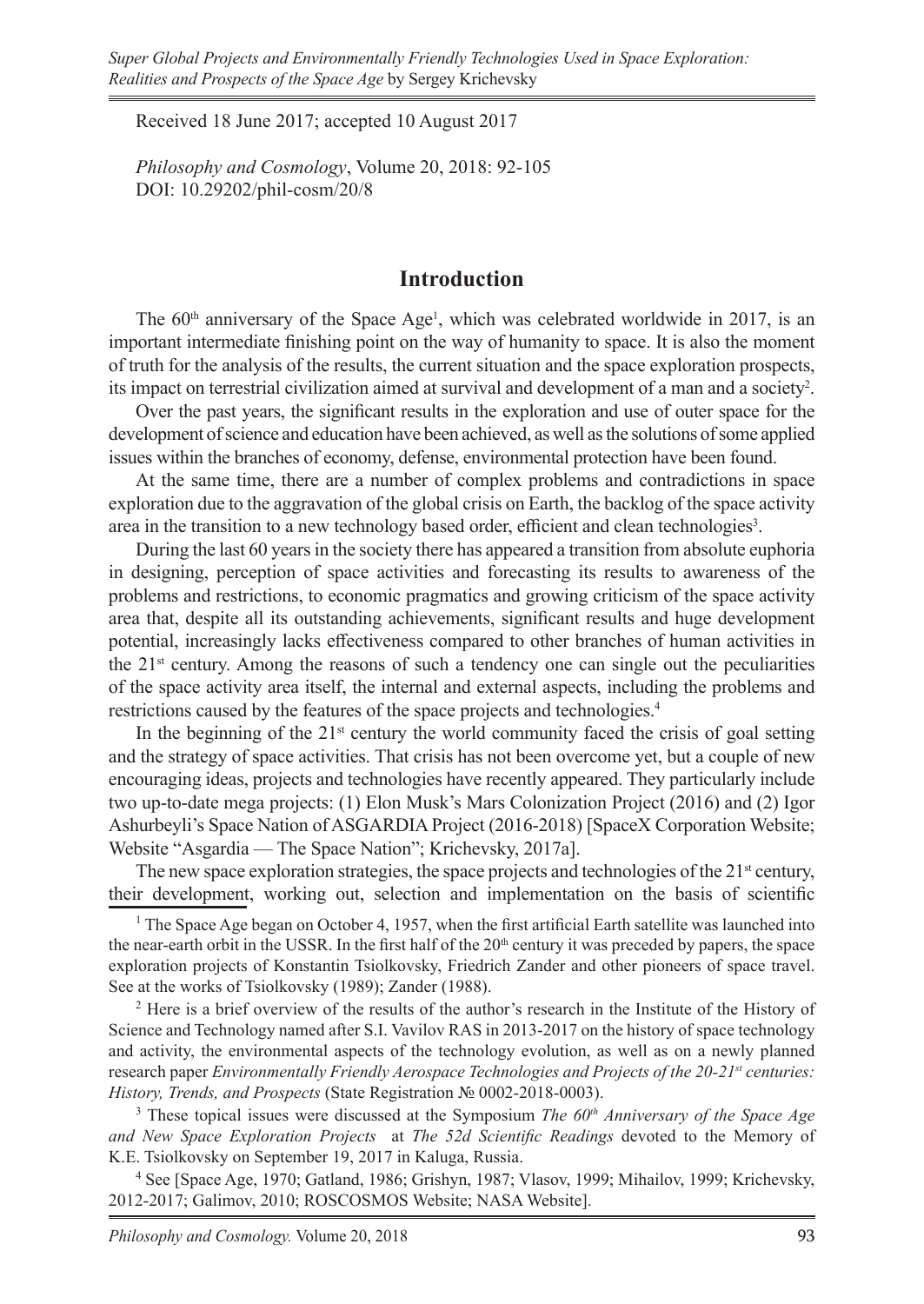Received 18 June 2017; accepted 10 August 2017

*Philosophy and Cosmology*, Volume 20, 2018: 92-105
DOI: 10.29202/phil-cosm/20/8

## Introduction

The $60^{th}$ anniversary of the Space Age[1], which was celebrated worldwide in 2017, is an important intermediate finishing point on the way of humanity to space. It is also the moment of truth for the analysis of the results, the current situation and the space exploration prospects, its impact on terrestrial civilization aimed at survival and development of a man and a society[2].

Over the past years, the significant results in the exploration and use of outer space for the development of science and education have been achieved, as well as the solutions of some applied issues within the branches of economy, defense, environmental protection have been found.

At the same time, there are a number of complex problems and contradictions in space exploration due to the aggravation of the global crisis on Earth, the backlog of the space activity area in the transition to a new technology based order, efficient and clean technologies[3].

During the last 60 years in the society there has appeared a transition from absolute euphoria in designing, perception of space activities and forecasting its results to awareness of the problems and restrictions, to economic pragmatics and growing criticism of the space activity area that, despite all its outstanding achievements, significant results and huge development potential, increasingly lacks effectiveness compared to other branches of human activities in the $21^{st}$ century. Among the reasons of such a tendency one can single out the peculiarities of the space activity area itself, the internal and external aspects, including the problems and restrictions caused by the features of the space projects and technologies.[4]

In the beginning of the $21^{st}$ century the world community faced the crisis of goal setting and the strategy of space activities. That crisis has not been overcome yet, but a couple of new encouraging ideas, projects and technologies have recently appeared. They particularly include two up-to-date mega projects: (1) Elon Musk's Mars Colonization Project (2016) and (2) Igor Ashurbeyli's Space Nation of ASGARDIA Project (2016-2018) [SpaceX Corporation Website; Website "Asgardia — The Space Nation"; Krichevsky, 2017a].

The new space exploration strategies, the space projects and technologies of the $21^{st}$ century, their development, working out, selection and implementation on the basis of scientific

---

[1] The Space Age began on October 4, 1957, when the first artificial Earth satellite was launched into the near-earth orbit in the USSR. In the first half of the $20^{th}$ century it was preceded by papers, the space exploration projects of Konstantin Tsiolkovsky, Friedrich Zander and other pioneers of space travel. See at the works of Tsiolkovsky (1989); Zander (1988).

[2] Here is a brief overview of the results of the author's research in the Institute of the History of Science and Technology named after S.I. Vavilov RAS in 2013-2017 on the history of space technology and activity, the environmental aspects of the technology evolution, as well as on a newly planned research paper *Environmentally Friendly Aerospace Technologies and Projects of the 20-21st centuries: History, Trends, and Prospects* (State Registration № 0002-2018-0003).

[3] These topical issues were discussed at the Symposium *The 60th Anniversary of the Space Age and New Space Exploration Projects* at *The 52d Scientific Readings* devoted to the Memory of K.E. Tsiolkovsky on September 19, 2017 in Kaluga, Russia.

[4] See [Space Age, 1970; Gatland, 1986; Grishyn, 1987; Vlasov, 1999; Mihailov, 1999; Krichevsky, 2012-2017; Galimov, 2010; ROSCOSMOS Website; NASA Website].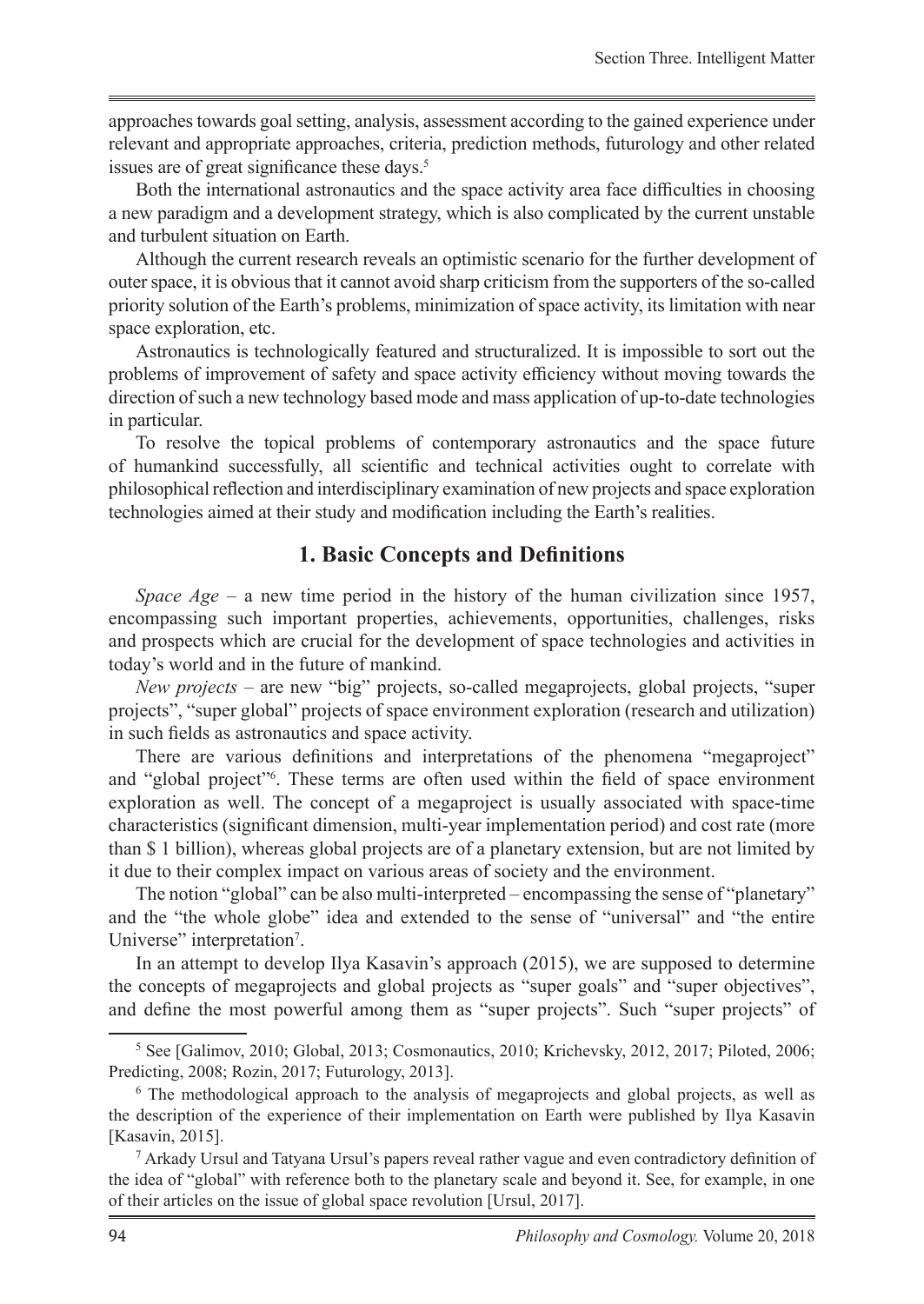approaches towards goal setting, analysis, assessment according to the gained experience under relevant and appropriate approaches, criteria, prediction methods, futurology and other related issues are of great significance these days.[5]

Both the international astronautics and the space activity area face difficulties in choosing a new paradigm and a development strategy, which is also complicated by the current unstable and turbulent situation on Earth.

Although the current research reveals an optimistic scenario for the further development of outer space, it is obvious that it cannot avoid sharp criticism from the supporters of the so-called priority solution of the Earth's problems, minimization of space activity, its limitation with near space exploration, etc.

Astronautics is technologically featured and structuralized. It is impossible to sort out the problems of improvement of safety and space activity efficiency without moving towards the direction of such a new technology based mode and mass application of up-to-date technologies in particular.

To resolve the topical problems of contemporary astronautics and the space future of humankind successfully, all scientific and technical activities ought to correlate with philosophical reflection and interdisciplinary examination of new projects and space exploration technologies aimed at their study and modification including the Earth's realities.

## 1. Basic Concepts and Definitions

*Space Age* – a new time period in the history of the human civilization since 1957, encompassing such important properties, achievements, opportunities, challenges, risks and prospects which are crucial for the development of space technologies and activities in today's world and in the future of mankind.

*New projects* – are new "big" projects, so-called megaprojects, global projects, "super projects", "super global" projects of space environment exploration (research and utilization) in such fields as astronautics and space activity.

There are various definitions and interpretations of the phenomena "megaproject" and "global project"[6]. These terms are often used within the field of space environment exploration as well. The concept of a megaproject is usually associated with space-time characteristics (significant dimension, multi-year implementation period) and cost rate (more than $ 1 billion), whereas global projects are of a planetary extension, but are not limited by it due to their complex impact on various areas of society and the environment.

The notion "global" can be also multi-interpreted – encompassing the sense of "planetary" and the "the whole globe" idea and extended to the sense of "universal" and "the entire Universe" interpretation[7].

In an attempt to develop Ilya Kasavin's approach (2015), we are supposed to determine the concepts of megaprojects and global projects as "super goals" and "super objectives", and define the most powerful among them as "super projects". Such "super projects" of

---

[5] See [Galimov, 2010; Global, 2013; Cosmonautics, 2010; Krichevsky, 2012, 2017; Piloted, 2006; Predicting, 2008; Rozin, 2017; Futurology, 2013].

[6] The methodological approach to the analysis of megaprojects and global projects, as well as the description of the experience of their implementation on Earth were published by Ilya Kasavin [Kasavin, 2015].

[7] Arkady Ursul and Tatyana Ursul's papers reveal rather vague and even contradictory definition of the idea of "global" with reference both to the planetary scale and beyond it. See, for example, in one of their articles on the issue of global space revolution [Ursul, 2017].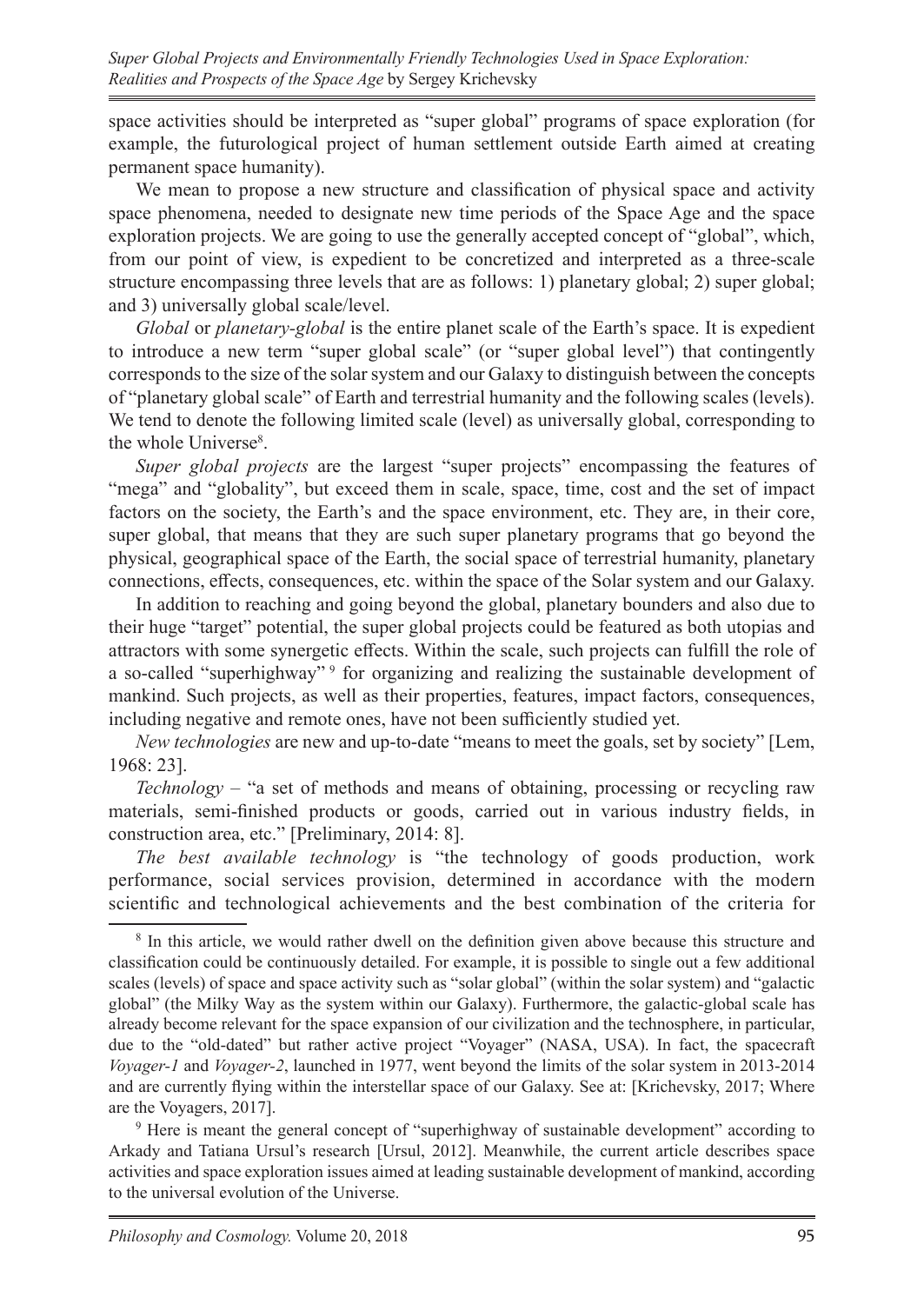space activities should be interpreted as "super global" programs of space exploration (for example, the futurological project of human settlement outside Earth aimed at creating permanent space humanity).

We mean to propose a new structure and classification of physical space and activity space phenomena, needed to designate new time periods of the Space Age and the space exploration projects. We are going to use the generally accepted concept of "global", which, from our point of view, is expedient to be concretized and interpreted as a three-scale structure encompassing three levels that are as follows: 1) planetary global; 2) super global; and 3) universally global scale/level.

*Global* or *planetary-global* is the entire planet scale of the Earth's space. It is expedient to introduce a new term "super global scale" (or "super global level") that contingently corresponds to the size of the solar system and our Galaxy to distinguish between the concepts of "planetary global scale" of Earth and terrestrial humanity and the following scales (levels). We tend to denote the following limited scale (level) as universally global, corresponding to the whole Universe[8].

*Super global projects* are the largest "super projects" encompassing the features of "mega" and "globality", but exceed them in scale, space, time, cost and the set of impact factors on the society, the Earth's and the space environment, etc. They are, in their core, super global, that means that they are such super planetary programs that go beyond the physical, geographical space of the Earth, the social space of terrestrial humanity, planetary connections, effects, consequences, etc. within the space of the Solar system and our Galaxy.

In addition to reaching and going beyond the global, planetary bounders and also due to their huge "target" potential, the super global projects could be featured as both utopias and attractors with some synergetic effects. Within the scale, such projects can fulfill the role of a so-called "superhighway" [9] for organizing and realizing the sustainable development of mankind. Such projects, as well as their properties, features, impact factors, consequences, including negative and remote ones, have not been sufficiently studied yet.

*New technologies* are new and up-to-date "means to meet the goals, set by society" [Lem, 1968: 23].

*Technology* – "a set of methods and means of obtaining, processing or recycling raw materials, semi-finished products or goods, carried out in various industry fields, in construction area, etc." [Preliminary, 2014: 8].

*The best available technology* is "the technology of goods production, work performance, social services provision, determined in accordance with the modern scientific and technological achievements and the best combination of the criteria for

---

[8] In this article, we would rather dwell on the definition given above because this structure and classification could be continuously detailed. For example, it is possible to single out a few additional scales (levels) of space and space activity such as "solar global" (within the solar system) and "galactic global" (the Milky Way as the system within our Galaxy). Furthermore, the galactic-global scale has already become relevant for the space expansion of our civilization and the technosphere, in particular, due to the "old-dated" but rather active project "Voyager" (NASA, USA). In fact, the spacecraft *Voyager-1* and *Voyager-2*, launched in 1977, went beyond the limits of the solar system in 2013-2014 and are currently flying within the interstellar space of our Galaxy. See at: [Krichevsky, 2017; Where are the Voyagers, 2017].

[9] Here is meant the general concept of "superhighway of sustainable development" according to Arkady and Tatiana Ursul's research [Ursul, 2012]. Meanwhile, the current article describes space activities and space exploration issues aimed at leading sustainable development of mankind, according to the universal evolution of the Universe.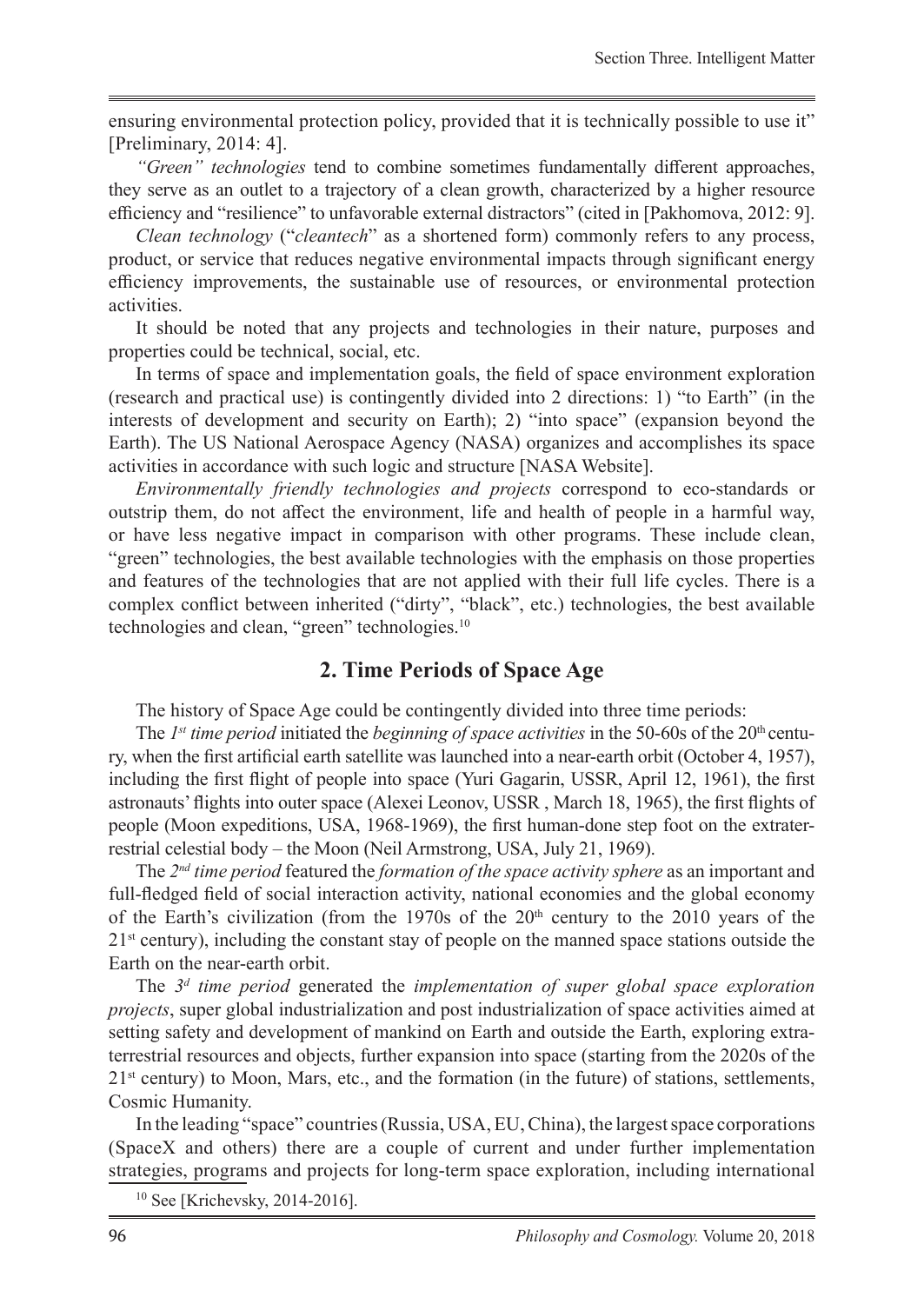ensuring environmental protection policy, provided that it is technically possible to use it" [Preliminary, 2014: 4].

*"Green" technologies* tend to combine sometimes fundamentally different approaches, they serve as an outlet to a trajectory of a clean growth, characterized by a higher resource efficiency and "resilience" to unfavorable external distractors" (cited in [Pakhomova, 2012: 9].

*Clean technology* ("*cleantech*" as a shortened form) commonly refers to any process, product, or service that reduces negative environmental impacts through significant energy efficiency improvements, the sustainable use of resources, or environmental protection activities.

It should be noted that any projects and technologies in their nature, purposes and properties could be technical, social, etc.

In terms of space and implementation goals, the field of space environment exploration (research and practical use) is contingently divided into 2 directions: 1) "to Earth" (in the interests of development and security on Earth); 2) "into space" (expansion beyond the Earth). The US National Aerospace Agency (NASA) organizes and accomplishes its space activities in accordance with such logic and structure [NASA Website].

*Environmentally friendly technologies and projects* correspond to eco-standards or outstrip them, do not affect the environment, life and health of people in a harmful way, or have less negative impact in comparison with other programs. These include clean, "green" technologies, the best available technologies with the emphasis on those properties and features of the technologies that are not applied with their full life cycles. There is a complex conflict between inherited ("dirty", "black", etc.) technologies, the best available technologies and clean, "green" technologies.[10]

## 2. Time Periods of Space Age

The history of Space Age could be contingently divided into three time periods:

The *1st time period* initiated the *beginning of space activities* in the 50-60s of the 20th century, when the first artificial earth satellite was launched into a near-earth orbit (October 4, 1957), including the first flight of people into space (Yuri Gagarin, USSR, April 12, 1961), the first astronauts' flights into outer space (Alexei Leonov, USSR , March 18, 1965), the first flights of people (Moon expeditions, USA, 1968-1969), the first human-done step foot on the extraterrestrial celestial body – the Moon (Neil Armstrong, USA, July 21, 1969).

The *2nd time period* featured the *formation of the space activity sphere* as an important and full-fledged field of social interaction activity, national economies and the global economy of the Earth's civilization (from the 1970s of the 20th century to the 2010 years of the 21st century), including the constant stay of people on the manned space stations outside the Earth on the near-earth orbit.

The *3d time period* generated the *implementation of super global space exploration projects*, super global industrialization and post industrialization of space activities aimed at setting safety and development of mankind on Earth and outside the Earth, exploring extraterrestrial resources and objects, further expansion into space (starting from the 2020s of the 21st century) to Moon, Mars, etc., and the formation (in the future) of stations, settlements, Cosmic Humanity.

In the leading "space" countries (Russia, USA, EU, China), the largest space corporations (SpaceX and others) there are a couple of current and under further implementation strategies, programs and projects for long-term space exploration, including international

[10] See [Krichevsky, 2014-2016].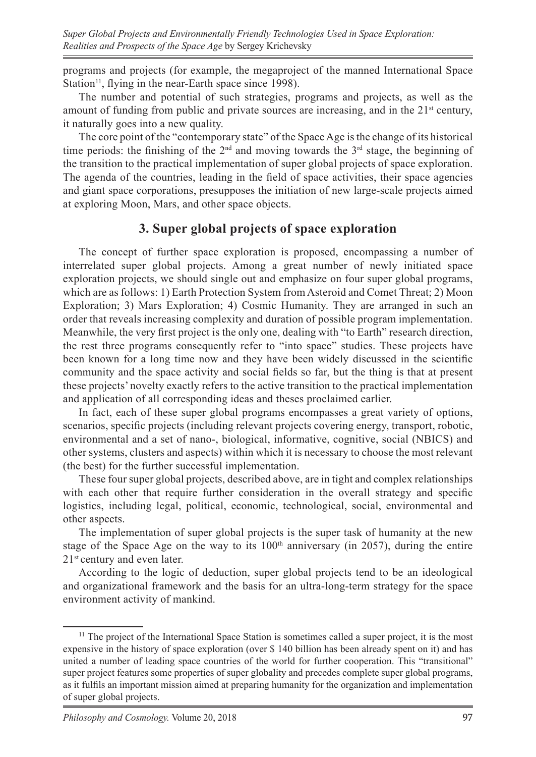programs and projects (for example, the megaproject of the manned International Space Station[11], flying in the near-Earth space since 1998).

The number and potential of such strategies, programs and projects, as well as the amount of funding from public and private sources are increasing, and in the 21st century, it naturally goes into a new quality.

The core point of the "contemporary state" of the Space Age is the change of its historical time periods: the finishing of the 2nd and moving towards the 3rd stage, the beginning of the transition to the practical implementation of super global projects of space exploration. The agenda of the countries, leading in the field of space activities, their space agencies and giant space corporations, presupposes the initiation of new large-scale projects aimed at exploring Moon, Mars, and other space objects.

## 3. Super global projects of space exploration

The concept of further space exploration is proposed, encompassing a number of interrelated super global projects. Among a great number of newly initiated space exploration projects, we should single out and emphasize on four super global programs, which are as follows: 1) Earth Protection System from Asteroid and Comet Threat; 2) Moon Exploration; 3) Mars Exploration; 4) Cosmic Humanity. They are arranged in such an order that reveals increasing complexity and duration of possible program implementation. Meanwhile, the very first project is the only one, dealing with "to Earth" research direction, the rest three programs consequently refer to "into space" studies. These projects have been known for a long time now and they have been widely discussed in the scientific community and the space activity and social fields so far, but the thing is that at present these projects' novelty exactly refers to the active transition to the practical implementation and application of all corresponding ideas and theses proclaimed earlier.

In fact, each of these super global programs encompasses a great variety of options, scenarios, specific projects (including relevant projects covering energy, transport, robotic, environmental and a set of nano-, biological, informative, cognitive, social (NBICS) and other systems, clusters and aspects) within which it is necessary to choose the most relevant (the best) for the further successful implementation.

These four super global projects, described above, are in tight and complex relationships with each other that require further consideration in the overall strategy and specific logistics, including legal, political, economic, technological, social, environmental and other aspects.

The implementation of super global projects is the super task of humanity at the new stage of the Space Age on the way to its 100th anniversary (in 2057), during the entire 21st century and even later.

According to the logic of deduction, super global projects tend to be an ideological and organizational framework and the basis for an ultra-long-term strategy for the space environment activity of mankind.

---

[11] The project of the International Space Station is sometimes called a super project, it is the most expensive in the history of space exploration (over $ 140 billion has been already spent on it) and has united a number of leading space countries of the world for further cooperation. This "transitional" super project features some properties of super globality and precedes complete super global programs, as it fulfils an important mission aimed at preparing humanity for the organization and implementation of super global projects.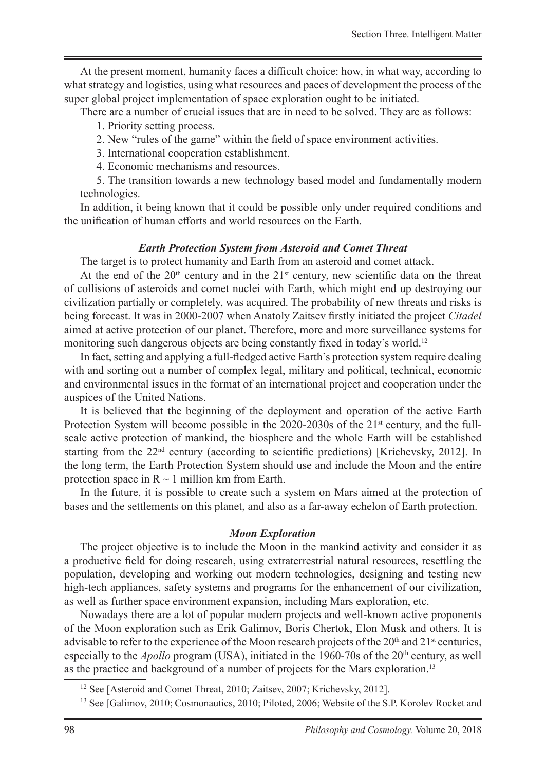At the present moment, humanity faces a difficult choice: how, in what way, according to what strategy and logistics, using what resources and paces of development the process of the super global project implementation of space exploration ought to be initiated.

There are a number of crucial issues that are in need to be solved. They are as follows:

1. Priority setting process.
2. New "rules of the game" within the field of space environment activities.
3. International cooperation establishment.
4. Economic mechanisms and resources.
5. The transition towards a new technology based model and fundamentally modern technologies.

In addition, it being known that it could be possible only under required conditions and the unification of human efforts and world resources on the Earth.

### *Earth Protection System from Asteroid and Comet Threat*

The target is to protect humanity and Earth from an asteroid and comet attack.

At the end of the 20th century and in the 21st century, new scientific data on the threat of collisions of asteroids and comet nuclei with Earth, which might end up destroying our civilization partially or completely, was acquired. The probability of new threats and risks is being forecast. It was in 2000-2007 when Anatoly Zaitsev firstly initiated the project *Citadel* aimed at active protection of our planet. Therefore, more and more surveillance systems for monitoring such dangerous objects are being constantly fixed in today's world.[12]

In fact, setting and applying a full-fledged active Earth's protection system require dealing with and sorting out a number of complex legal, military and political, technical, economic and environmental issues in the format of an international project and cooperation under the auspices of the United Nations.

It is believed that the beginning of the deployment and operation of the active Earth Protection System will become possible in the 2020-2030s of the 21st century, and the full-scale active protection of mankind, the biosphere and the whole Earth will be established starting from the 22nd century (according to scientific predictions) [Krichevsky, 2012]. In the long term, the Earth Protection System should use and include the Moon and the entire protection space in $R \sim 1$ million km from Earth.

In the future, it is possible to create such a system on Mars aimed at the protection of bases and the settlements on this planet, and also as a far-away echelon of Earth protection.

### *Moon Exploration*

The project objective is to include the Moon in the mankind activity and consider it as a productive field for doing research, using extraterrestrial natural resources, resettling the population, developing and working out modern technologies, designing and testing new high-tech appliances, safety systems and programs for the enhancement of our civilization, as well as further space environment expansion, including Mars exploration, etc.

Nowadays there are a lot of popular modern projects and well-known active proponents of the Moon exploration such as Erik Galimov, Boris Chertok, Elon Musk and others. It is advisable to refer to the experience of the Moon research projects of the 20th and 21st centuries, especially to the *Apollo* program (USA), initiated in the 1960-70s of the 20th century, as well as the practice and background of a number of projects for the Mars exploration.[13]

---

[12] See [Asteroid and Comet Threat, 2010; Zaitsev, 2007; Krichevsky, 2012].

[13] See [Galimov, 2010; Cosmonautics, 2010; Piloted, 2006; Website of the S.P. Korolev Rocket and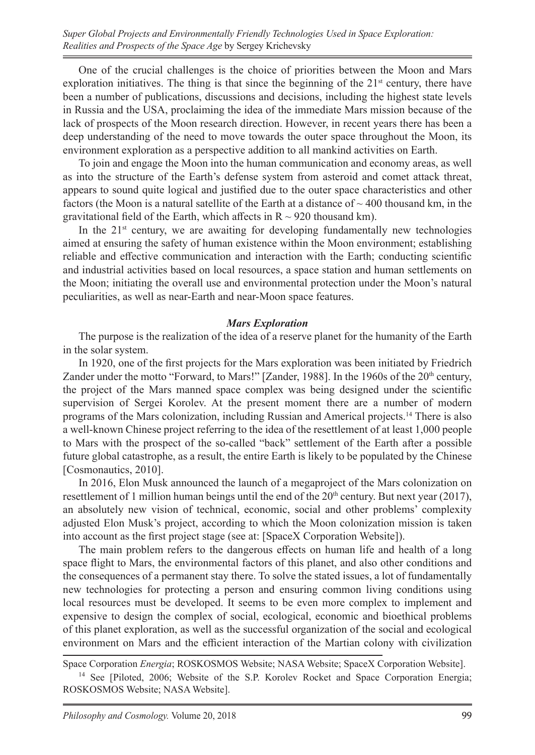One of the crucial challenges is the choice of priorities between the Moon and Mars exploration initiatives. The thing is that since the beginning of the $21^{st}$ century, there have been a number of publications, discussions and decisions, including the highest state levels in Russia and the USA, proclaiming the idea of the immediate Mars mission because of the lack of prospects of the Moon research direction. However, in recent years there has been a deep understanding of the need to move towards the outer space throughout the Moon, its environment exploration as a perspective addition to all mankind activities on Earth.

To join and engage the Moon into the human communication and economy areas, as well as into the structure of the Earth's defense system from asteroid and comet attack threat, appears to sound quite logical and justified due to the outer space characteristics and other factors (the Moon is a natural satellite of the Earth at a distance of ~ 400 thousand km, in the gravitational field of the Earth, which affects in R ~ 920 thousand km).

In the $21^{st}$ century, we are awaiting for developing fundamentally new technologies aimed at ensuring the safety of human existence within the Moon environment; establishing reliable and effective communication and interaction with the Earth; conducting scientific and industrial activities based on local resources, a space station and human settlements on the Moon; initiating the overall use and environmental protection under the Moon's natural peculiarities, as well as near-Earth and near-Moon space features.

### *Mars Exploration*

The purpose is the realization of the idea of a reserve planet for the humanity of the Earth in the solar system.

In 1920, one of the first projects for the Mars exploration was been initiated by Friedrich Zander under the motto "Forward, to Mars!" [Zander, 1988]. In the 1960s of the $20^{th}$ century, the project of the Mars manned space complex was being designed under the scientific supervision of Sergei Korolev. At the present moment there are a number of modern programs of the Mars colonization, including Russian and Americal projects.[14] There is also a well-known Chinese project referring to the idea of the resettlement of at least 1,000 people to Mars with the prospect of the so-called "back" settlement of the Earth after a possible future global catastrophe, as a result, the entire Earth is likely to be populated by the Chinese [Cosmonautics, 2010].

In 2016, Elon Musk announced the launch of a megaproject of the Mars colonization on resettlement of 1 million human beings until the end of the $20^{th}$ century. But next year (2017), an absolutely new vision of technical, economic, social and other problems' complexity adjusted Elon Musk's project, according to which the Moon colonization mission is taken into account as the first project stage (see at: [SpaceX Corporation Website]).

The main problem refers to the dangerous effects on human life and health of a long space flight to Mars, the environmental factors of this planet, and also other conditions and the consequences of a permanent stay there. To solve the stated issues, a lot of fundamentally new technologies for protecting a person and ensuring common living conditions using local resources must be developed. It seems to be even more complex to implement and expensive to design the complex of social, ecological, economic and bioethical problems of this planet exploration, as well as the successful organization of the social and ecological environment on Mars and the efficient interaction of the Martian colony with civilization

Space Corporation *Energia*; ROSKOSMOS Website; NASA Website; SpaceX Corporation Website].

[14] See [Piloted, 2006; Website of the S.P. Korolev Rocket and Space Corporation Energia; ROSKOSMOS Website; NASA Website].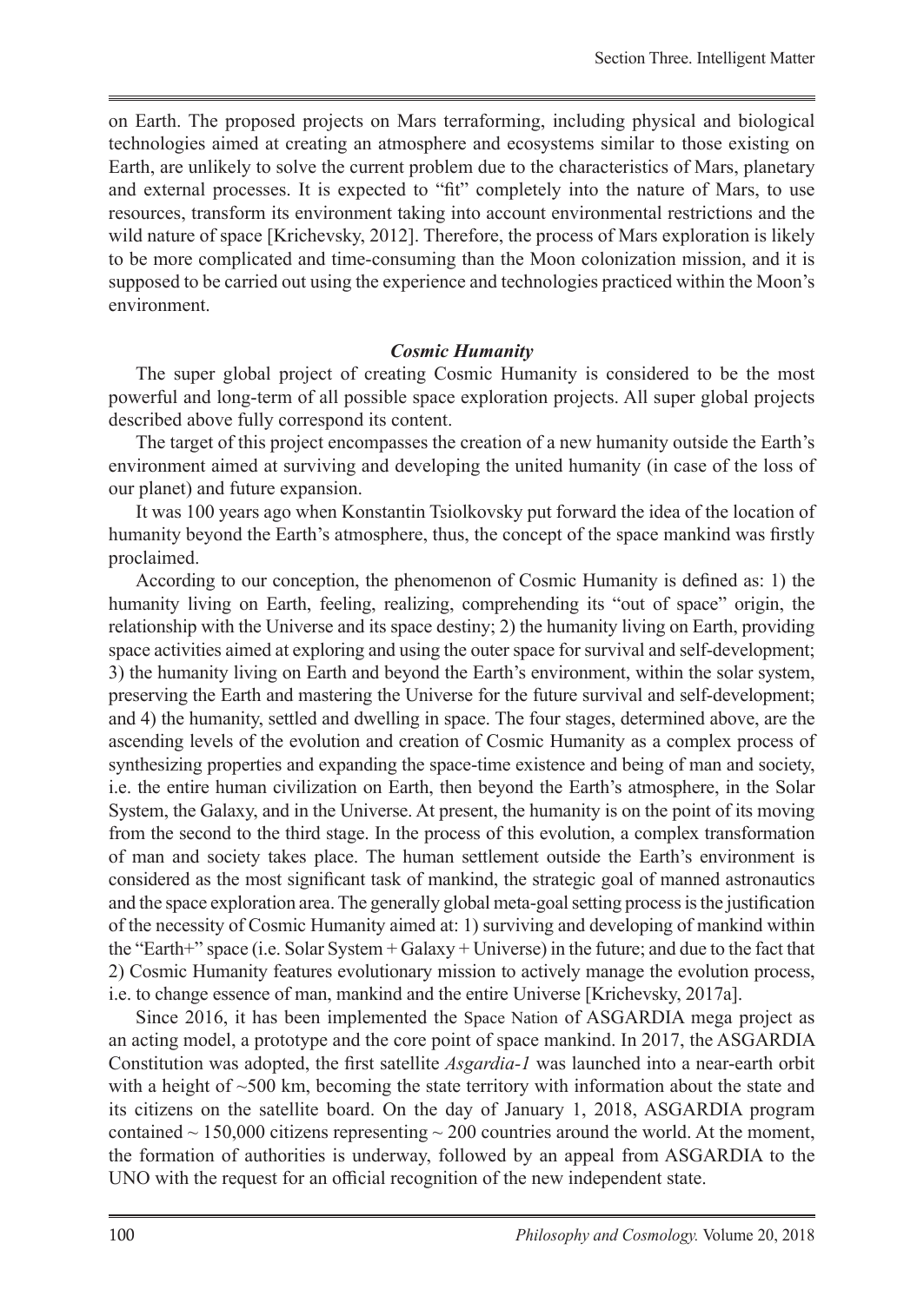on Earth. The proposed projects on Mars terraforming, including physical and biological technologies aimed at creating an atmosphere and ecosystems similar to those existing on Earth, are unlikely to solve the current problem due to the characteristics of Mars, planetary and external processes. It is expected to "fit" completely into the nature of Mars, to use resources, transform its environment taking into account environmental restrictions and the wild nature of space [Krichevsky, 2012]. Therefore, the process of Mars exploration is likely to be more complicated and time-consuming than the Moon colonization mission, and it is supposed to be carried out using the experience and technologies practiced within the Moon's environment.

### *Cosmic Humanity*

The super global project of creating Cosmic Humanity is considered to be the most powerful and long-term of all possible space exploration projects. All super global projects described above fully correspond its content.

The target of this project encompasses the creation of a new humanity outside the Earth's environment aimed at surviving and developing the united humanity (in case of the loss of our planet) and future expansion.

It was 100 years ago when Konstantin Tsiolkovsky put forward the idea of the location of humanity beyond the Earth's atmosphere, thus, the concept of the space mankind was firstly proclaimed.

According to our conception, the phenomenon of Cosmic Humanity is defined as: 1) the humanity living on Earth, feeling, realizing, comprehending its "out of space" origin, the relationship with the Universe and its space destiny; 2) the humanity living on Earth, providing space activities aimed at exploring and using the outer space for survival and self-development; 3) the humanity living on Earth and beyond the Earth's environment, within the solar system, preserving the Earth and mastering the Universe for the future survival and self-development; and 4) the humanity, settled and dwelling in space. The four stages, determined above, are the ascending levels of the evolution and creation of Cosmic Humanity as a complex process of synthesizing properties and expanding the space-time existence and being of man and society, i.e. the entire human civilization on Earth, then beyond the Earth's atmosphere, in the Solar System, the Galaxy, and in the Universe. At present, the humanity is on the point of its moving from the second to the third stage. In the process of this evolution, a complex transformation of man and society takes place. The human settlement outside the Earth's environment is considered as the most significant task of mankind, the strategic goal of manned astronautics and the space exploration area. The generally global meta-goal setting process is the justification of the necessity of Cosmic Humanity aimed at: 1) surviving and developing of mankind within the "Earth+" space (i.e. Solar System + Galaxy + Universe) in the future; and due to the fact that 2) Cosmic Humanity features evolutionary mission to actively manage the evolution process, i.e. to change essence of man, mankind and the entire Universe [Krichevsky, 2017a].

Since 2016, it has been implemented the Space Nation of ASGARDIA mega project as an acting model, a prototype and the core point of space mankind. In 2017, the ASGARDIA Constitution was adopted, the first satellite *Asgardia-1* was launched into a near-earth orbit with a height of ~500 km, becoming the state territory with information about the state and its citizens on the satellite board. On the day of January 1, 2018, ASGARDIA program contained ~ 150,000 citizens representing ~ 200 countries around the world. At the moment, the formation of authorities is underway, followed by an appeal from ASGARDIA to the UNO with the request for an official recognition of the new independent state.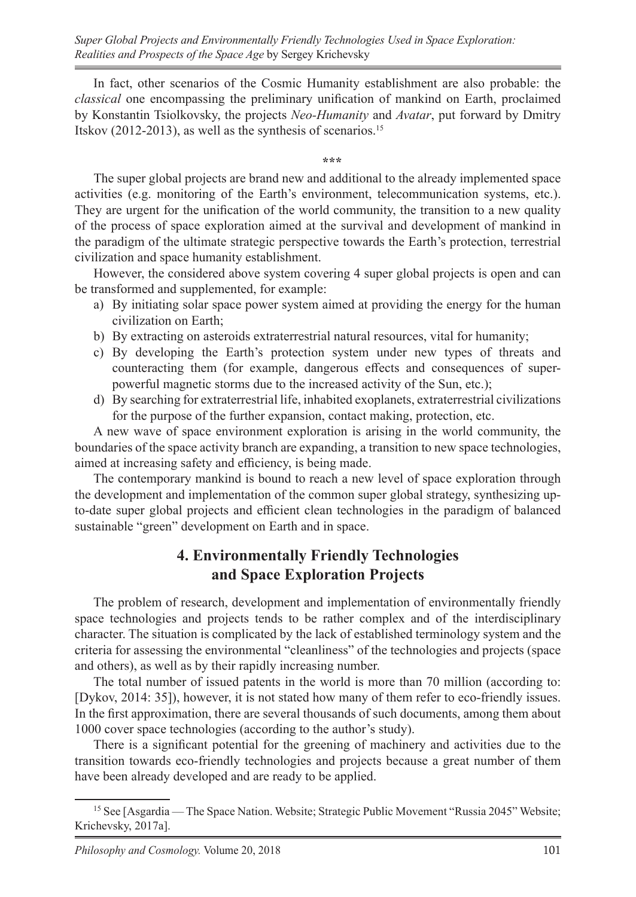In fact, other scenarios of the Cosmic Humanity establishment are also probable: the *classical* one encompassing the preliminary unification of mankind on Earth, proclaimed by Konstantin Tsiolkovsky, the projects *Neo-Humanity* and *Avatar*, put forward by Dmitry Itskov (2012-2013), as well as the synthesis of scenarios.[15]

\*\*\*

The super global projects are brand new and additional to the already implemented space activities (e.g. monitoring of the Earth's environment, telecommunication systems, etc.). They are urgent for the unification of the world community, the transition to a new quality of the process of space exploration aimed at the survival and development of mankind in the paradigm of the ultimate strategic perspective towards the Earth's protection, terrestrial civilization and space humanity establishment.

However, the considered above system covering 4 super global projects is open and can be transformed and supplemented, for example:

a) By initiating solar space power system aimed at providing the energy for the human civilization on Earth;
b) By extracting on asteroids extraterrestrial natural resources, vital for humanity;
c) By developing the Earth's protection system under new types of threats and counteracting them (for example, dangerous effects and consequences of super-powerful magnetic storms due to the increased activity of the Sun, etc.);
d) By searching for extraterrestrial life, inhabited exoplanets, extraterrestrial civilizations for the purpose of the further expansion, contact making, protection, etc.

A new wave of space environment exploration is arising in the world community, the boundaries of the space activity branch are expanding, a transition to new space technologies, aimed at increasing safety and efficiency, is being made.

The contemporary mankind is bound to reach a new level of space exploration through the development and implementation of the common super global strategy, synthesizing up-to-date super global projects and efficient clean technologies in the paradigm of balanced sustainable "green" development on Earth and in space.

## 4. Environmentally Friendly Technologies and Space Exploration Projects

The problem of research, development and implementation of environmentally friendly space technologies and projects tends to be rather complex and of the interdisciplinary character. The situation is complicated by the lack of established terminology system and the criteria for assessing the environmental "cleanliness" of the technologies and projects (space and others), as well as by their rapidly increasing number.

The total number of issued patents in the world is more than 70 million (according to: [Dykov, 2014: 35]), however, it is not stated how many of them refer to eco-friendly issues. In the first approximation, there are several thousands of such documents, among them about 1000 cover space technologies (according to the author's study).

There is a significant potential for the greening of machinery and activities due to the transition towards eco-friendly technologies and projects because a great number of them have been already developed and are ready to be applied.

[15] See [Asgardia — The Space Nation. Website; Strategic Public Movement "Russia 2045" Website; Krichevsky, 2017a].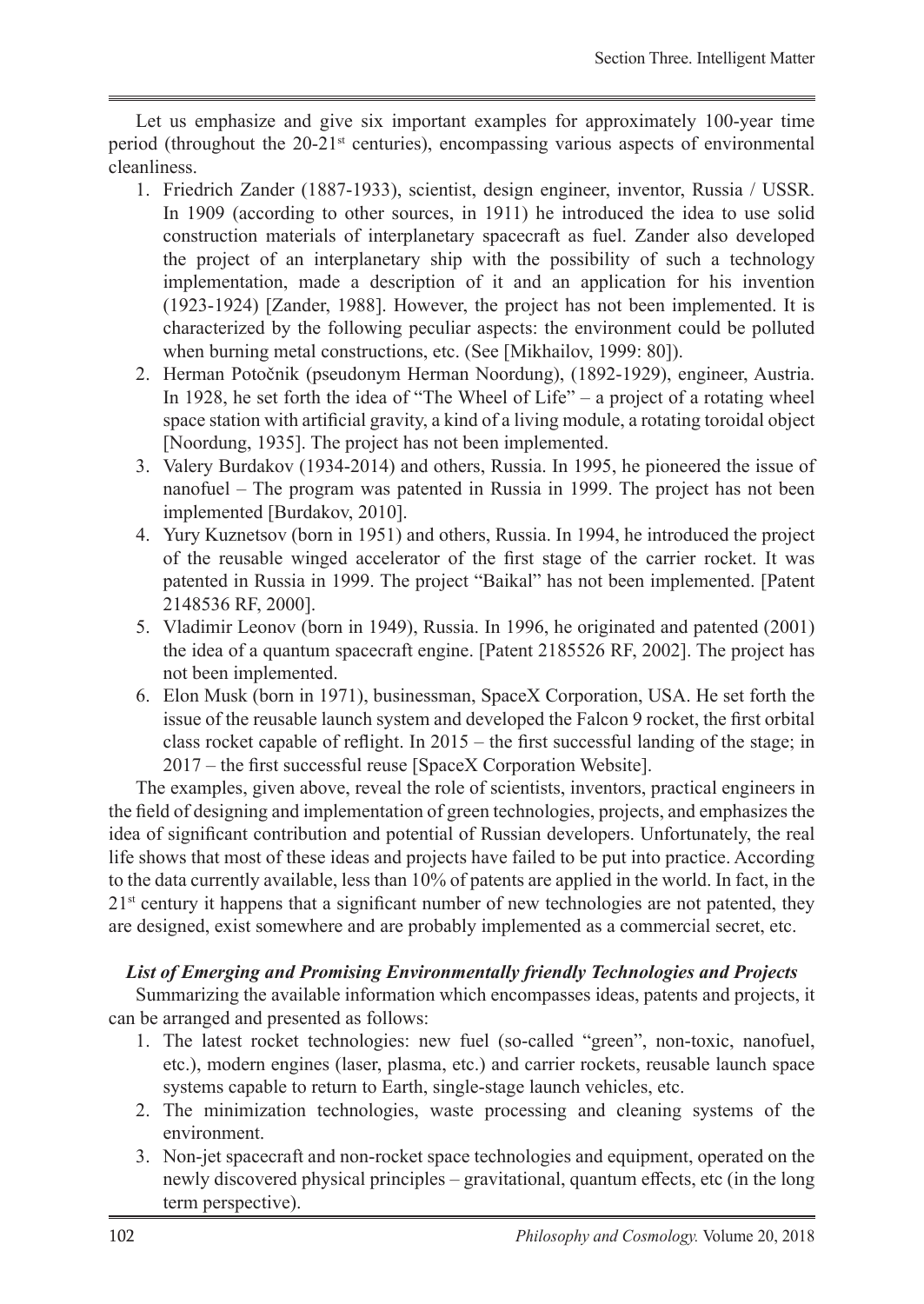Let us emphasize and give six important examples for approximately 100-year time period (throughout the 20-21[st] centuries), encompassing various aspects of environmental cleanliness.

1. Friedrich Zander (1887-1933), scientist, design engineer, inventor, Russia / USSR. In 1909 (according to other sources, in 1911) he introduced the idea to use solid construction materials of interplanetary spacecraft as fuel. Zander also developed the project of an interplanetary ship with the possibility of such a technology implementation, made a description of it and an application for his invention (1923-1924) [Zander, 1988]. However, the project has not been implemented. It is characterized by the following peculiar aspects: the environment could be polluted when burning metal constructions, etc. (See [Mikhailov, 1999: 80]).
2. Herman Potočnik (pseudonym Herman Noordung), (1892-1929), engineer, Austria. In 1928, he set forth the idea of "The Wheel of Life" – a project of a rotating wheel space station with artificial gravity, a kind of a living module, a rotating toroidal object [Noordung, 1935]. The project has not been implemented.
3. Valery Burdakov (1934-2014) and others, Russia. In 1995, he pioneered the issue of nanofuel – The program was patented in Russia in 1999. The project has not been implemented [Burdakov, 2010].
4. Yury Kuznetsov (born in 1951) and others, Russia. In 1994, he introduced the project of the reusable winged accelerator of the first stage of the carrier rocket. It was patented in Russia in 1999. The project "Baikal" has not been implemented. [Patent 2148536 RF, 2000].
5. Vladimir Leonov (born in 1949), Russia. In 1996, he originated and patented (2001) the idea of a quantum spacecraft engine. [Patent 2185526 RF, 2002]. The project has not been implemented.
6. Elon Musk (born in 1971), businessman, SpaceX Corporation, USA. He set forth the issue of the reusable launch system and developed the Falcon 9 rocket, the first orbital class rocket capable of reflight. In 2015 – the first successful landing of the stage; in 2017 – the first successful reuse [SpaceX Corporation Website].

The examples, given above, reveal the role of scientists, inventors, practical engineers in the field of designing and implementation of green technologies, projects, and emphasizes the idea of significant contribution and potential of Russian developers. Unfortunately, the real life shows that most of these ideas and projects have failed to be put into practice. According to the data currently available, less than 10% of patents are applied in the world. In fact, in the 21[st] century it happens that a significant number of new technologies are not patented, they are designed, exist somewhere and are probably implemented as a commercial secret, etc.

***List of Emerging and Promising Environmentally friendly Technologies and Projects***

Summarizing the available information which encompasses ideas, patents and projects, it can be arranged and presented as follows:

1. The latest rocket technologies: new fuel (so-called "green", non-toxic, nanofuel, etc.), modern engines (laser, plasma, etc.) and carrier rockets, reusable launch space systems capable to return to Earth, single-stage launch vehicles, etc.
2. The minimization technologies, waste processing and cleaning systems of the environment.
3. Non-jet spacecraft and non-rocket space technologies and equipment, operated on the newly discovered physical principles – gravitational, quantum effects, etc (in the long term perspective).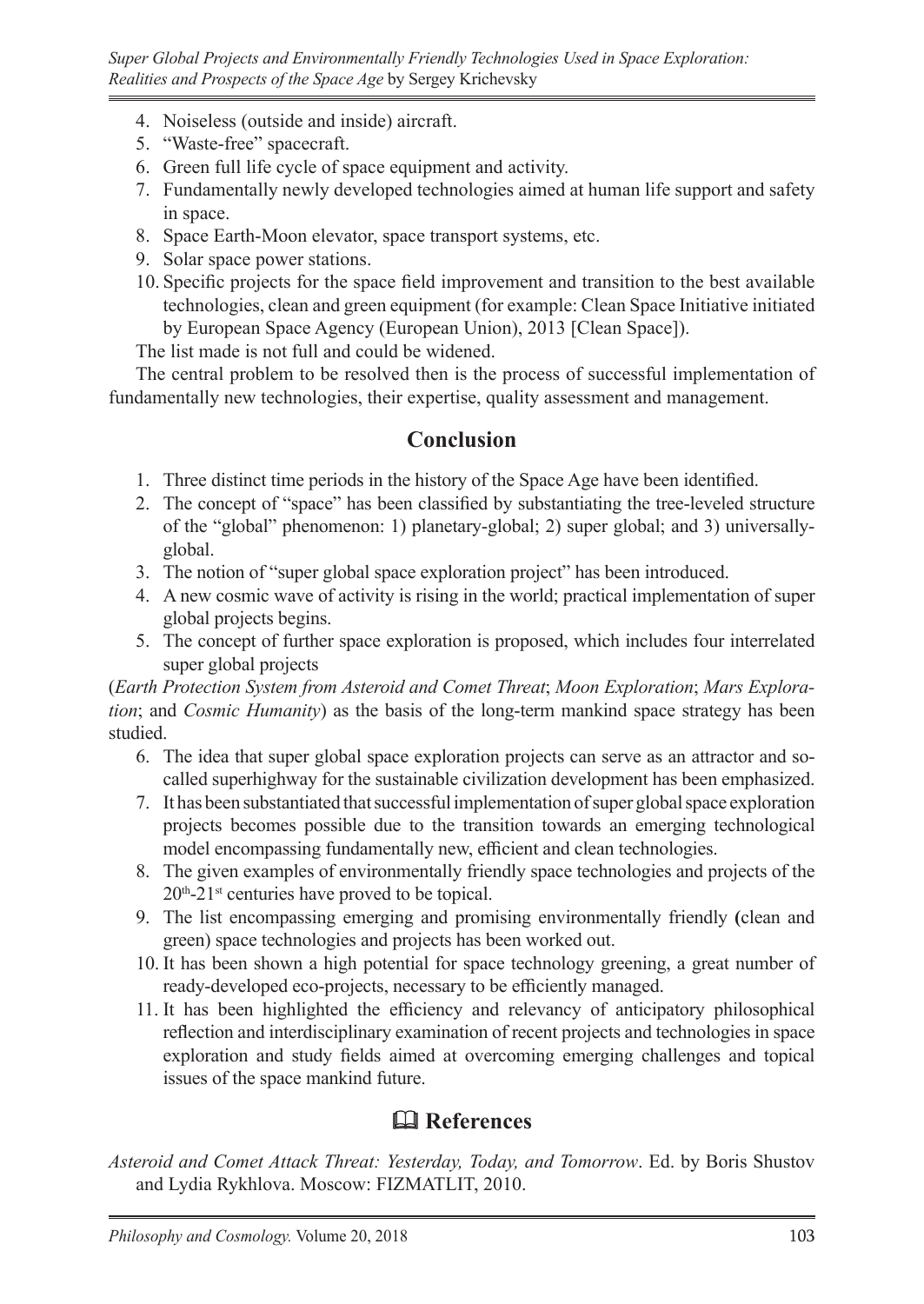4. Noiseless (outside and inside) aircraft.
5. "Waste-free" spacecraft.
6. Green full life cycle of space equipment and activity.
7. Fundamentally newly developed technologies aimed at human life support and safety in space.
8. Space Earth-Moon elevator, space transport systems, etc.
9. Solar space power stations.
10. Specific projects for the space field improvement and transition to the best available technologies, clean and green equipment (for example: Clean Space Initiative initiated by European Space Agency (European Union), 2013 [Clean Space]).

The list made is not full and could be widened.

The central problem to be resolved then is the process of successful implementation of fundamentally new technologies, their expertise, quality assessment and management.

## Conclusion

1. Three distinct time periods in the history of the Space Age have been identified.
2. The concept of "space" has been classified by substantiating the tree-leveled structure of the "global" phenomenon: 1) planetary-global; 2) super global; and 3) universally-global.
3. The notion of "super global space exploration project" has been introduced.
4. A new cosmic wave of activity is rising in the world; practical implementation of super global projects begins.
5. The concept of further space exploration is proposed, which includes four interrelated super global projects

(*Earth Protection System from Asteroid and Comet Threat*; *Moon Exploration*; *Mars Exploration*; and *Cosmic Humanity*) as the basis of the long-term mankind space strategy has been studied.

6. The idea that super global space exploration projects can serve as an attractor and so-called superhighway for the sustainable civilization development has been emphasized.
7. It has been substantiated that successful implementation of super global space exploration projects becomes possible due to the transition towards an emerging technological model encompassing fundamentally new, efficient and clean technologies.
8. The given examples of environmentally friendly space technologies and projects of the 20th-21st centuries have proved to be topical.
9. The list encompassing emerging and promising environmentally friendly (clean and green) space technologies and projects has been worked out.
10. It has been shown a high potential for space technology greening, a great number of ready-developed eco-projects, necessary to be efficiently managed.
11. It has been highlighted the efficiency and relevancy of anticipatory philosophical reflection and interdisciplinary examination of recent projects and technologies in space exploration and study fields aimed at overcoming emerging challenges and topical issues of the space mankind future.

## 🕮 References

*Asteroid and Comet Attack Threat: Yesterday, Today, and Tomorrow*. Ed. by Boris Shustov and Lydia Rykhlova. Moscow: FIZMATLIT, 2010.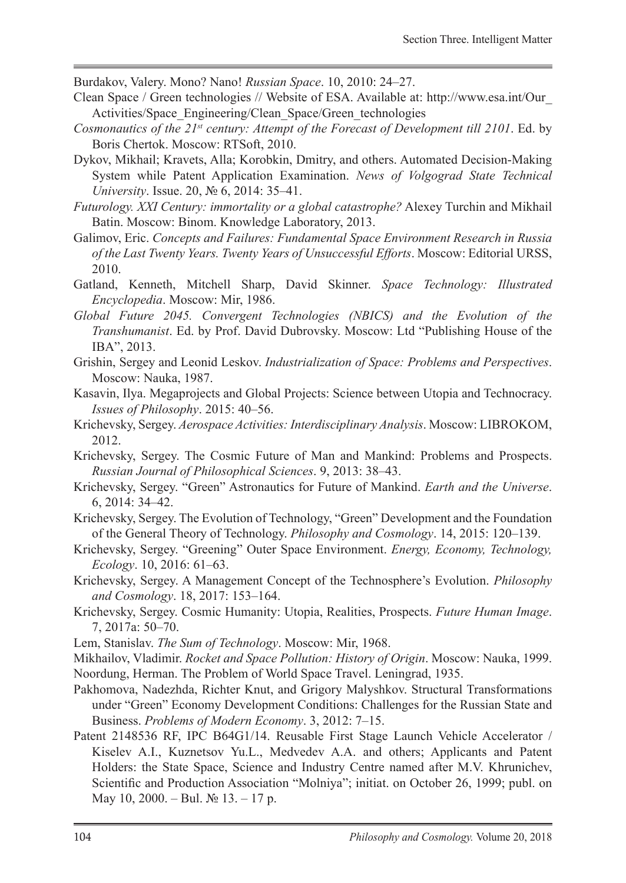Burdakov, Valery. Mono? Nano! *Russian Space*. 10, 2010: 24–27.

Clean Space / Green technologies // Website of ESA. Available at: http://www.esa.int/Our_Activities/Space_Engineering/Clean_Space/Green_technologies

*Cosmonautics of the 21st century: Attempt of the Forecast of Development till 2101*. Ed. by Boris Chertok. Moscow: RTSoft, 2010.

Dykov, Mikhail; Kravets, Alla; Korobkin, Dmitry, and others. Automated Decision-Making System while Patent Application Examination. *News of Volgograd State Technical University*. Issue. 20, № 6, 2014: 35–41.

*Futurology. XXI Century: immortality or a global catastrophe?* Alexey Turchin and Mikhail Batin. Moscow: Binom. Knowledge Laboratory, 2013.

Galimov, Eric. *Concepts and Failures: Fundamental Space Environment Research in Russia of the Last Twenty Years. Twenty Years of Unsuccessful Efforts*. Moscow: Editorial URSS, 2010.

Gatland, Kenneth, Mitchell Sharp, David Skinner. *Space Technology: Illustrated Encyclopedia*. Moscow: Mir, 1986.

*Global Future 2045. Convergent Technologies (NBICS) and the Evolution of the Transhumanist*. Ed. by Prof. David Dubrovsky. Moscow: Ltd "Publishing House of the IBA", 2013.

Grishin, Sergey and Leonid Leskov. *Industrialization of Space: Problems and Perspectives*. Moscow: Nauka, 1987.

Kasavin, Ilya. Megaprojects and Global Projects: Science between Utopia and Technocracy. *Issues of Philosophy*. 2015: 40–56.

Krichevsky, Sergey. *Aerospace Activities: Interdisciplinary Analysis*. Moscow: LIBROKOM, 2012.

Krichevsky, Sergey. The Cosmic Future of Man and Mankind: Problems and Prospects. *Russian Journal of Philosophical Sciences*. 9, 2013: 38–43.

Krichevsky, Sergey. "Green" Astronautics for Future of Mankind. *Earth and the Universe*. 6, 2014: 34–42.

Krichevsky, Sergey. The Evolution of Technology, "Green" Development and the Foundation of the General Theory of Technology. *Philosophy and Cosmology*. 14, 2015: 120–139.

Krichevsky, Sergey. "Greening" Outer Space Environment. *Energy, Economy, Technology, Ecology*. 10, 2016: 61–63.

Krichevsky, Sergey. A Management Concept of the Technosphere's Evolution. *Philosophy and Cosmology*. 18, 2017: 153–164.

Krichevsky, Sergey. Cosmic Humanity: Utopia, Realities, Prospects. *Future Human Image*. 7, 2017a: 50–70.

Lem, Stanislav. *The Sum of Technology*. Moscow: Mir, 1968.

Mikhailov, Vladimir. *Rocket and Space Pollution: History of Origin*. Moscow: Nauka, 1999.

Noordung, Herman. The Problem of World Space Travel. Leningrad, 1935.

Pakhomova, Nadezhda, Richter Knut, and Grigory Malyshkov. Structural Transformations under "Green" Economy Development Conditions: Challenges for the Russian State and Business. *Problems of Modern Economy*. 3, 2012: 7–15.

Patent 2148536 RF, IPC B64G1/14. Reusable First Stage Launch Vehicle Accelerator / Kiselev A.I., Kuznetsov Yu.L., Medvedev A.A. and others; Applicants and Patent Holders: the State Space, Science and Industry Centre named after M.V. Khrunichev, Scientific and Production Association "Molniya"; initiat. on October 26, 1999; publ. on May 10, 2000. – Bul. № 13. – 17 p.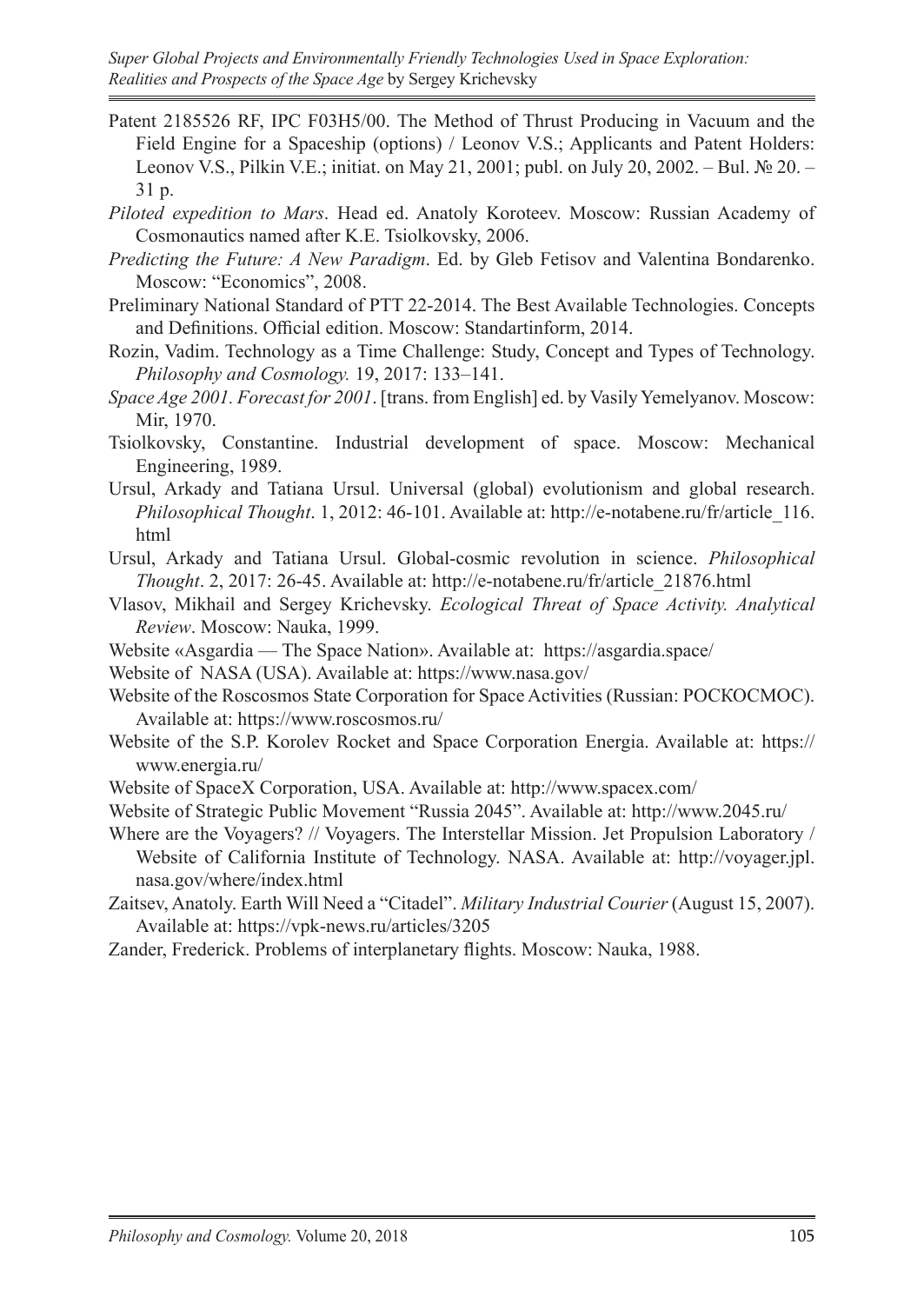Patent 2185526 RF, IPC F03H5/00. The Method of Thrust Producing in Vacuum and the Field Engine for a Spaceship (options) / Leonov V.S.; Applicants and Patent Holders: Leonov V.S., Pilkin V.E.; initiat. on May 21, 2001; publ. on July 20, 2002. – Bul. № 20. – 31 p.

*Piloted expedition to Mars*. Head ed. Anatoly Koroteev. Moscow: Russian Academy of Cosmonautics named after K.E. Tsiolkovsky, 2006.

*Predicting the Future: A New Paradigm*. Ed. by Gleb Fetisov and Valentina Bondarenko. Moscow: "Economics", 2008.

Preliminary National Standard of PTT 22-2014. The Best Available Technologies. Concepts and Definitions. Official edition. Moscow: Standartinform, 2014.

Rozin, Vadim. Technology as a Time Challenge: Study, Concept and Types of Technology. *Philosophy and Cosmology.* 19, 2017: 133–141.

*Space Age 2001. Forecast for 2001*. [trans. from English] ed. by Vasily Yemelyanov. Moscow: Mir, 1970.

Tsiolkovsky, Constantine. Industrial development of space. Moscow: Mechanical Engineering, 1989.

Ursul, Arkady and Tatiana Ursul. Universal (global) evolutionism and global research. *Philosophical Thought*. 1, 2012: 46-101. Available at: http://e-notabene.ru/fr/article_116.html

Ursul, Arkady and Tatiana Ursul. Global-cosmic revolution in science. *Philosophical Thought*. 2, 2017: 26-45. Available at: http://e-notabene.ru/fr/article_21876.html

Vlasov, Mikhail and Sergey Krichevsky. *Ecological Threat of Space Activity. Analytical Review*. Moscow: Nauka, 1999.

Website «Asgardia — The Space Nation». Available at: https://asgardia.space/

Website of NASA (USA). Available at: https://www.nasa.gov/

Website of the Roscosmos State Corporation for Space Activities (Russian: РОСКОСМОС). Available at: https://www.roscosmos.ru/

Website of the S.P. Korolev Rocket and Space Corporation Energia. Available at: https://www.energia.ru/

Website of SpaceX Corporation, USA. Available at: http://www.spacex.com/

Website of Strategic Public Movement "Russia 2045". Available at: http://www.2045.ru/

Where are the Voyagers? // Voyagers. The Interstellar Mission. Jet Propulsion Laboratory / Website of California Institute of Technology. NASA. Available at: http://voyager.jpl.nasa.gov/where/index.html

Zaitsev, Anatoly. Earth Will Need a "Citadel". *Military Industrial Courier* (August 15, 2007). Available at: https://vpk-news.ru/articles/3205

Zander, Frederick. Problems of interplanetary flights. Moscow: Nauka, 1988.